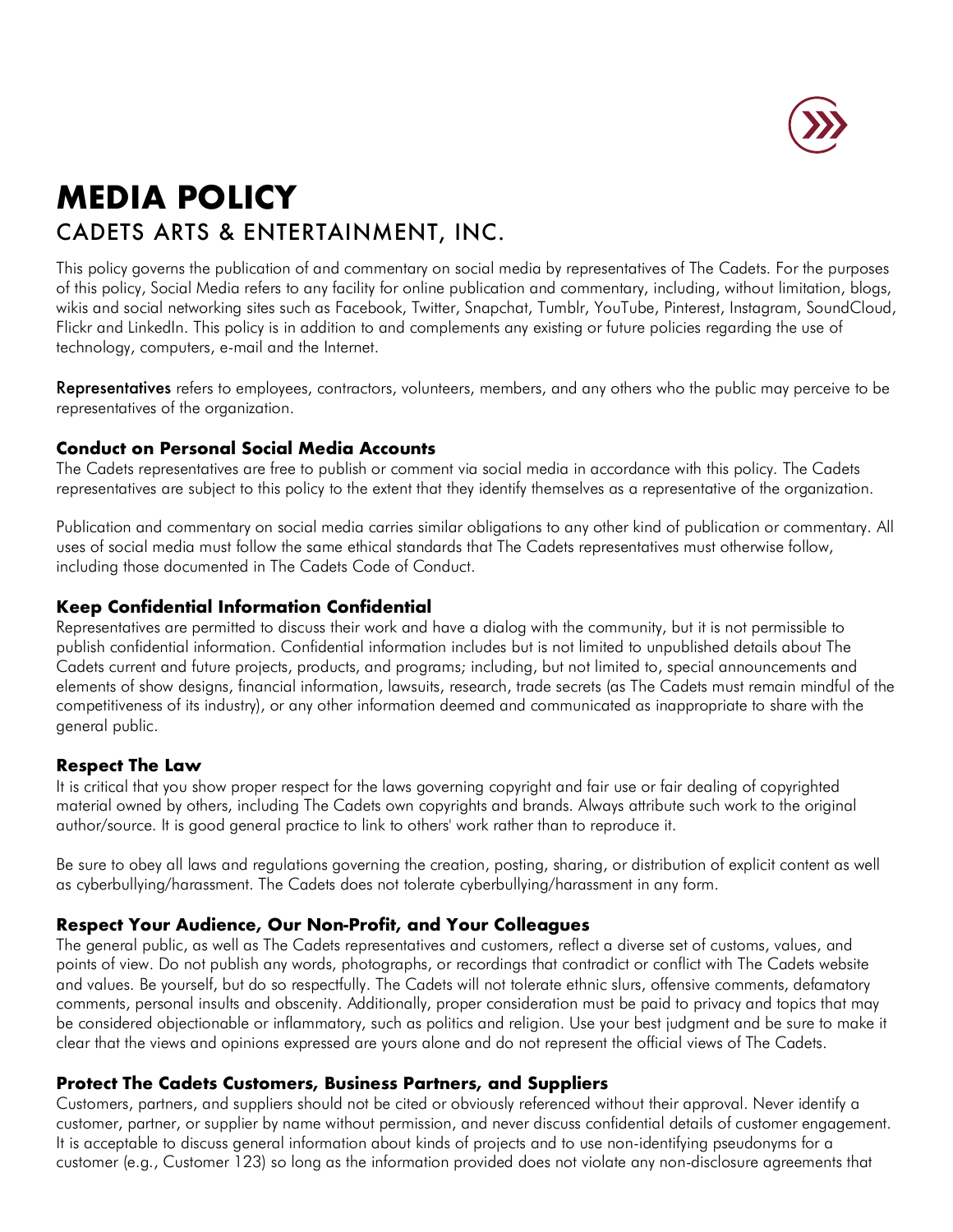# MEDIA POLICY

## CADETS ARTS & ENTERTAINMENT, INC.

This policy governs the publication of and commentary on social media by representatives of The Cadets. For the purposes of this policy, Social Media refers to any facility for online publication and commentary, including, without limitation, blogs, wikis and social networking sites such as Facebook, Twitter, Snapchat, Tumblr, YouTube, Pinterest, Instagram, SoundCloud, Flickr and LinkedIn. This policy is in addition to and complements any existing or future policies regarding the use of technology, computers, e-mail and the Internet.

**Representatives** refers to employees, contractors, volunteers, members, and any others who the public may perceive to be representatives of the organization.

### Conduct on Personal Social Media Accounts

The Cadets representatives are free to publish or comment via social media in accordance with this policy. The Cadets representatives are subject to this policy to the extent that they identify themselves as a representative of the organization.

Publication and commentary on social media carries similar obligations to any other kind of publication or commentary. All uses of social media must follow the same ethical standards that The Cadets representatives must otherwise follow, including those documented in The Cadets Code of Conduct.

### Keep Confidential Information Confidential

Representatives are permitted to discuss their work and have a dialog with the community, but it is not permissible to publish confidential information. Confidential information includes but is not limited to unpublished details about The Cadets current and future projects, products, and programs; including, but not limited to, special announcements and elements of show designs, financial information, lawsuits, research, trade secrets (as The Cadets must remain mindful of the competitiveness of its industry), or any other information deemed and communicated as inappropriate to share with the general public.

### Respect The Law

It is critical that you show proper respect for the laws governing copyright and fair use or fair dealing of copyrighted material owned by others, including The Cadets own copyrights and brands. Always attribute such work to the original author/source. It is good general practice to link to others' work rather than to reproduce it.

Be sure to obey all laws and regulations governing the creation, posting, sharing, or distribution of explicit content as well as cyberbullying/harassment. The Cadets does not tolerate cyberbullying/harassment in any form.

### Respect Your Audience, Our Non-Profit, and Your Colleagues

The general public, as well as The Cadets representatives and customers, reflect a diverse set of customs, values, and points of view. Do not publish any words, photographs, or recordings that contradict or conflict with The Cadets website and values. Be yourself, but do so respectfully. The Cadets will not tolerate ethnic slurs, offensive comments, defamatory comments, personal insults and obscenity. Additionally, proper consideration must be paid to privacy and topics that may be considered objectionable or inflammatory, such as politics and religion. Use your best judgment and be sure to make it clear that the views and opinions expressed are yours alone and do not represent the official views of The Cadets.

### Protect The Cadets Customers, Business Partners, and Suppliers

Customers, partners, and suppliers should not be cited or obviously referenced without their approval. Never identify a customer, partner, or supplier by name without permission, and never discuss confidential details of customer engagement. It is acceptable to discuss general information about kinds of projects and to use non-identifying pseudonyms for a customer (e.g., Customer 123) so long as the information provided does not violate any non-disclosure agreements that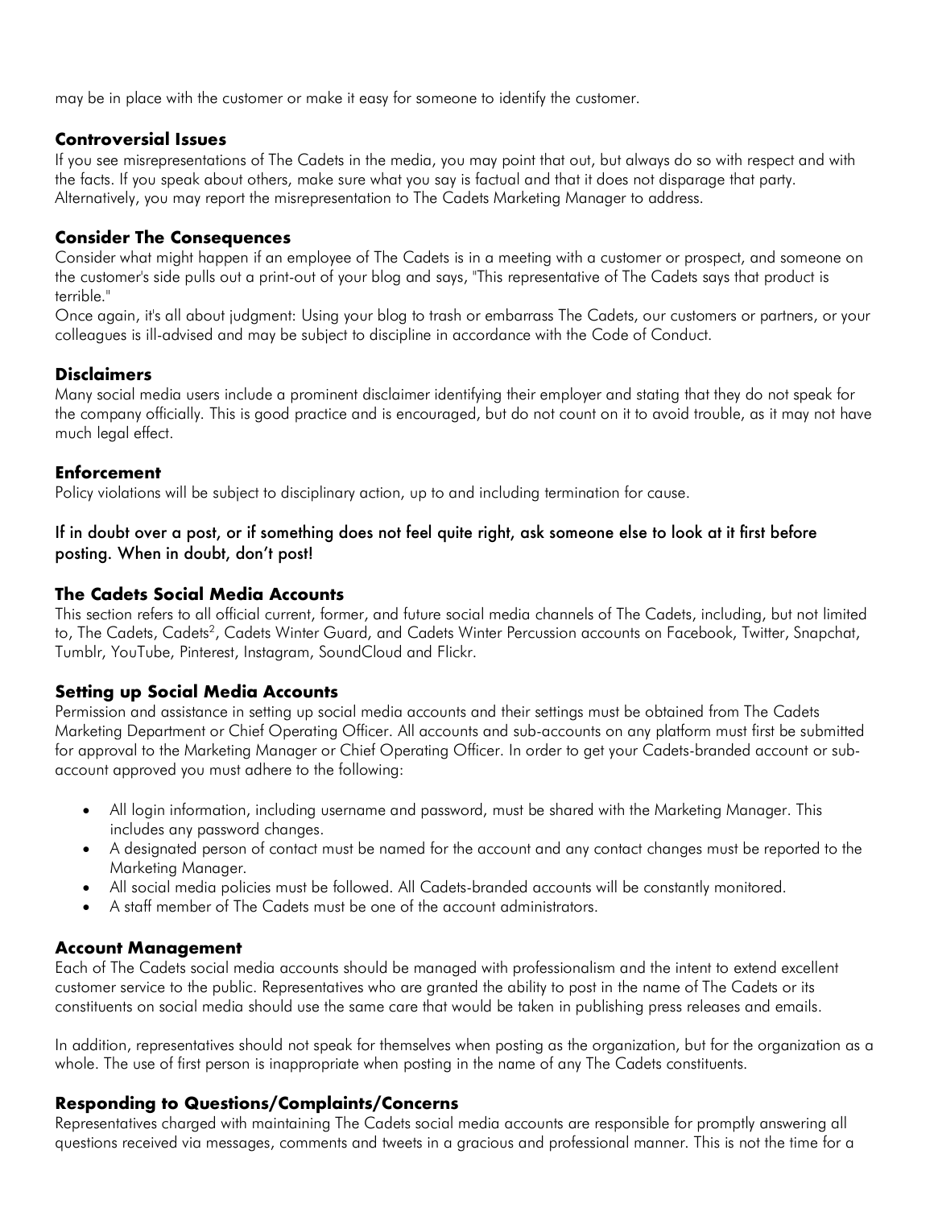may be in place with the customer or make it easy for someone to identify the customer.

### Controversial Issues

If you see misrepresentations of The Cadets in the media, you may point that out, but always do so with respect and with the facts. If you speak about others, make sure what you say is factual and that it does not disparage that party. Alternatively, you may report the misrepresentation to The Cadets Marketing Manager to address.

### Consider The Consequences

Consider what might happen if an employee of The Cadets is in a meeting with a customer or prospect, and someone on the customer's side pulls out a print-out of your blog and says, "This representative of The Cadets says that product is terrible."

Once again, it's all about judgment: Using your blog to trash or embarrass The Cadets, our customers or partners, or your colleagues is ill-advised and may be subject to discipline in accordance with the Code of Conduct.

### Disclaimers

Many social media users include a prominent disclaimer identifying their employer and stating that they do not speak for the company officially. This is good practice and is encouraged, but do not count on it to avoid trouble, as it may not have much legal effect.

### Enforcement

Policy violations will be subject to disciplinary action, up to and including termination for cause.

If in doubt over a post, or if something does not feel quite right, ask someone else to look at it first before posting. When in doubt, don't post!

### The Cadets Social Media Accounts

This section refers to all official current, former, and future social media channels of The Cadets, including, but not limited to, The Cadets, Cadets[2], Cadets Winter Guard, and Cadets Winter Percussion accounts on Facebook, Twitter, Snapchat, Tumblr, YouTube, Pinterest, Instagram, SoundCloud and Flickr.

### Setting up Social Media Accounts

Permission and assistance in setting up social media accounts and their settings must be obtained from The Cadets Marketing Department or Chief Operating Officer. All accounts and sub-accounts on any platform must first be submitted for approval to the Marketing Manager or Chief Operating Officer. In order to get your Cadets-branded account or sub-account approved you must adhere to the following:

- All login information, including username and password, must be shared with the Marketing Manager. This includes any password changes.
- A designated person of contact must be named for the account and any contact changes must be reported to the Marketing Manager.
- All social media policies must be followed. All Cadets-branded accounts will be constantly monitored.
- A staff member of The Cadets must be one of the account administrators.

### Account Management

Each of The Cadets social media accounts should be managed with professionalism and the intent to extend excellent customer service to the public. Representatives who are granted the ability to post in the name of The Cadets or its constituents on social media should use the same care that would be taken in publishing press releases and emails.

In addition, representatives should not speak for themselves when posting as the organization, but for the organization as a whole. The use of first person is inappropriate when posting in the name of any The Cadets constituents.

### Responding to Questions/Complaints/Concerns

Representatives charged with maintaining The Cadets social media accounts are responsible for promptly answering all questions received via messages, comments and tweets in a gracious and professional manner. This is not the time for a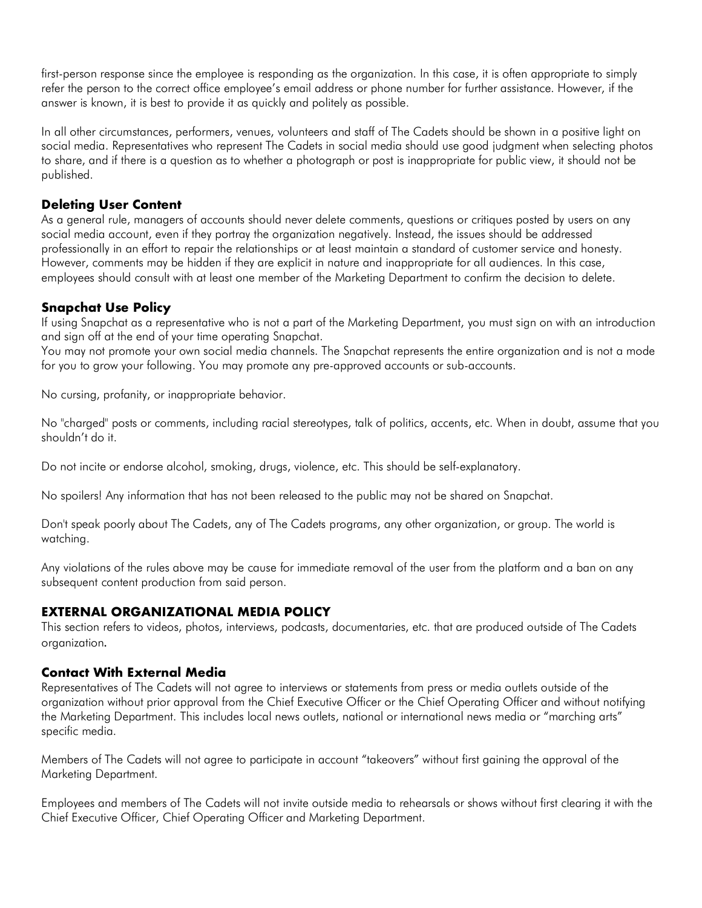first-person response since the employee is responding as the organization. In this case, it is often appropriate to simply refer the person to the correct office employee's email address or phone number for further assistance. However, if the answer is known, it is best to provide it as quickly and politely as possible.

In all other circumstances, performers, venues, volunteers and staff of The Cadets should be shown in a positive light on social media. Representatives who represent The Cadets in social media should use good judgment when selecting photos to share, and if there is a question as to whether a photograph or post is inappropriate for public view, it should not be published.

### Deleting User Content

As a general rule, managers of accounts should never delete comments, questions or critiques posted by users on any social media account, even if they portray the organization negatively. Instead, the issues should be addressed professionally in an effort to repair the relationships or at least maintain a standard of customer service and honesty. However, comments may be hidden if they are explicit in nature and inappropriate for all audiences. In this case, employees should consult with at least one member of the Marketing Department to confirm the decision to delete.

### Snapchat Use Policy

If using Snapchat as a representative who is not a part of the Marketing Department, you must sign on with an introduction and sign off at the end of your time operating Snapchat.
You may not promote your own social media channels. The Snapchat represents the entire organization and is not a mode for you to grow your following. You may promote any pre-approved accounts or sub-accounts.

No cursing, profanity, or inappropriate behavior.

No "charged" posts or comments, including racial stereotypes, talk of politics, accents, etc. When in doubt, assume that you shouldn't do it.

Do not incite or endorse alcohol, smoking, drugs, violence, etc. This should be self-explanatory.

No spoilers! Any information that has not been released to the public may not be shared on Snapchat.

Don't speak poorly about The Cadets, any of The Cadets programs, any other organization, or group. The world is watching.

Any violations of the rules above may be cause for immediate removal of the user from the platform and a ban on any subsequent content production from said person.

## EXTERNAL ORGANIZATIONAL MEDIA POLICY

This section refers to videos, photos, interviews, podcasts, documentaries, etc. that are produced outside of The Cadets organization.

### Contact With External Media

Representatives of The Cadets will not agree to interviews or statements from press or media outlets outside of the organization without prior approval from the Chief Executive Officer or the Chief Operating Officer and without notifying the Marketing Department. This includes local news outlets, national or international news media or "marching arts" specific media.

Members of The Cadets will not agree to participate in account "takeovers" without first gaining the approval of the Marketing Department.

Employees and members of The Cadets will not invite outside media to rehearsals or shows without first clearing it with the Chief Executive Officer, Chief Operating Officer and Marketing Department.